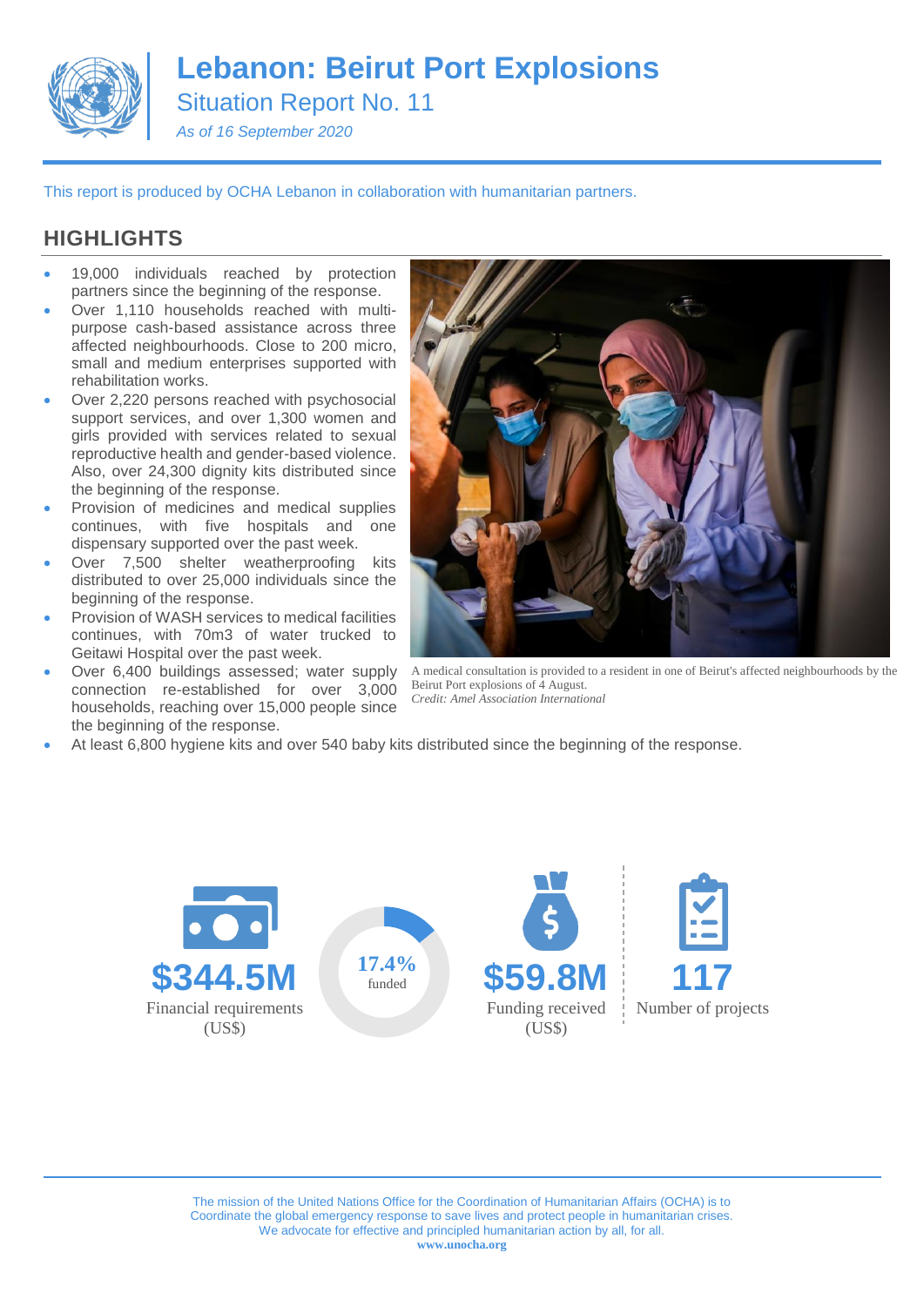# Lebanon: Beirut Port Explosions

## Situation Report No. 11

*As of 16 September 2020*

This report is produced by OCHA Lebanon in collaboration with humanitarian partners.

## HIGHLIGHTS

- 19,000 individuals reached by protection partners since the beginning of the response.
- Over 1,110 households reached with multi-purpose cash-based assistance across three affected neighbourhoods. Close to 200 micro, small and medium enterprises supported with rehabilitation works.
- Over 2,220 persons reached with psychosocial support services, and over 1,300 women and girls provided with services related to sexual reproductive health and gender-based violence. Also, over 24,300 dignity kits distributed since the beginning of the response.
- Provision of medicines and medical supplies continues, with five hospitals and one dispensary supported over the past week.
- Over 7,500 shelter weatherproofing kits distributed to over 25,000 individuals since the beginning of the response.
- Provision of WASH services to medical facilities continues, with 70m3 of water trucked to Geitawi Hospital over the past week.
- Over 6,400 buildings assessed; water supply connection re-established for over 3,000 households, reaching over 15,000 people since the beginning of the response.
- At least 6,800 hygiene kits and over 540 baby kits distributed since the beginning of the response.

A medical consultation is provided to a resident in one of Beirut's affected neighbourhoods by the Beirut Port explosions of 4 August.
*Credit: Amel Association International*

**$344.5M** Financial requirements (US$)

**17.4%** funded

**$59.8M** Funding received (US$)

**117** Number of projects

The mission of the United Nations Office for the Coordination of Humanitarian Affairs (OCHA) is to Coordinate the global emergency response to save lives and protect people in humanitarian crises. We advocate for effective and principled humanitarian action by all, for all.
**www.unocha.org**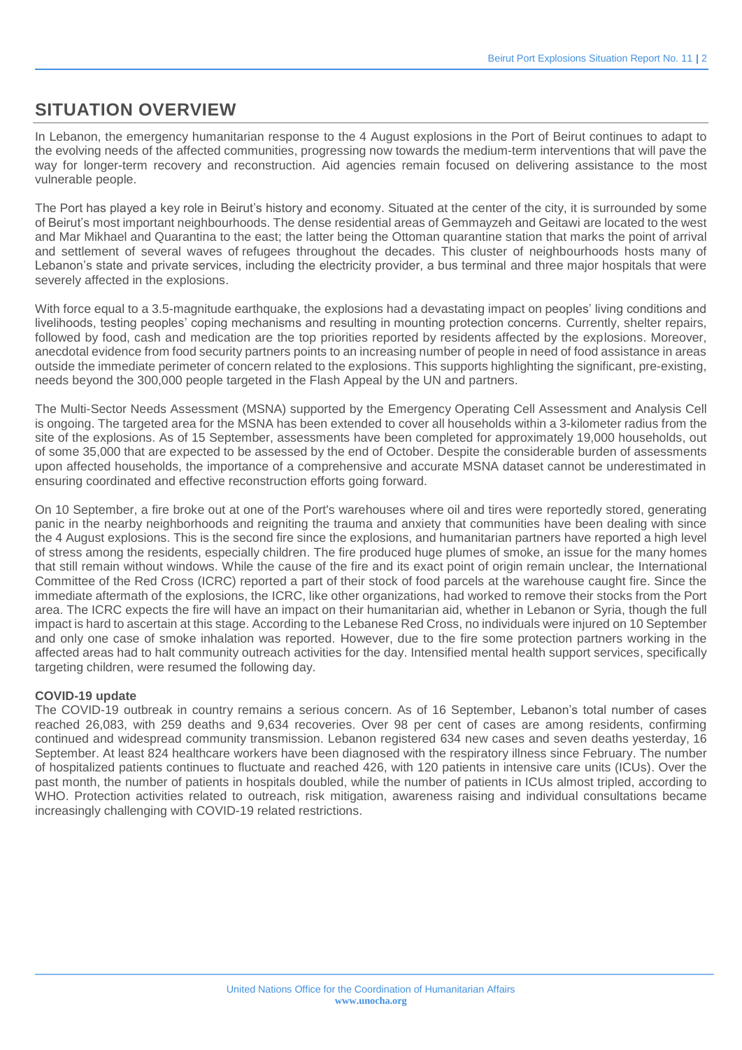# SITUATION OVERVIEW

In Lebanon, the emergency humanitarian response to the 4 August explosions in the Port of Beirut continues to adapt to the evolving needs of the affected communities, progressing now towards the medium-term interventions that will pave the way for longer-term recovery and reconstruction. Aid agencies remain focused on delivering assistance to the most vulnerable people.

The Port has played a key role in Beirut's history and economy. Situated at the center of the city, it is surrounded by some of Beirut's most important neighbourhoods. The dense residential areas of Gemmayzeh and Geitawi are located to the west and Mar Mikhael and Quarantina to the east; the latter being the Ottoman quarantine station that marks the point of arrival and settlement of several waves of refugees throughout the decades. This cluster of neighbourhoods hosts many of Lebanon's state and private services, including the electricity provider, a bus terminal and three major hospitals that were severely affected in the explosions.

With force equal to a 3.5-magnitude earthquake, the explosions had a devastating impact on peoples' living conditions and livelihoods, testing peoples' coping mechanisms and resulting in mounting protection concerns. Currently, shelter repairs, followed by food, cash and medication are the top priorities reported by residents affected by the explosions. Moreover, anecdotal evidence from food security partners points to an increasing number of people in need of food assistance in areas outside the immediate perimeter of concern related to the explosions. This supports highlighting the significant, pre-existing, needs beyond the 300,000 people targeted in the Flash Appeal by the UN and partners.

The Multi-Sector Needs Assessment (MSNA) supported by the Emergency Operating Cell Assessment and Analysis Cell is ongoing. The targeted area for the MSNA has been extended to cover all households within a 3-kilometer radius from the site of the explosions. As of 15 September, assessments have been completed for approximately 19,000 households, out of some 35,000 that are expected to be assessed by the end of October. Despite the considerable burden of assessments upon affected households, the importance of a comprehensive and accurate MSNA dataset cannot be underestimated in ensuring coordinated and effective reconstruction efforts going forward.

On 10 September, a fire broke out at one of the Port's warehouses where oil and tires were reportedly stored, generating panic in the nearby neighborhoods and reigniting the trauma and anxiety that communities have been dealing with since the 4 August explosions. This is the second fire since the explosions, and humanitarian partners have reported a high level of stress among the residents, especially children. The fire produced huge plumes of smoke, an issue for the many homes that still remain without windows. While the cause of the fire and its exact point of origin remain unclear, the International Committee of the Red Cross (ICRC) reported a part of their stock of food parcels at the warehouse caught fire. Since the immediate aftermath of the explosions, the ICRC, like other organizations, had worked to remove their stocks from the Port area. The ICRC expects the fire will have an impact on their humanitarian aid, whether in Lebanon or Syria, though the full impact is hard to ascertain at this stage. According to the Lebanese Red Cross, no individuals were injured on 10 September and only one case of smoke inhalation was reported. However, due to the fire some protection partners working in the affected areas had to halt community outreach activities for the day. Intensified mental health support services, specifically targeting children, were resumed the following day.

**COVID-19 update**

The COVID-19 outbreak in country remains a serious concern. As of 16 September, Lebanon's total number of cases reached 26,083, with 259 deaths and 9,634 recoveries. Over 98 per cent of cases are among residents, confirming continued and widespread community transmission. Lebanon registered 634 new cases and seven deaths yesterday, 16 September. At least 824 healthcare workers have been diagnosed with the respiratory illness since February. The number of hospitalized patients continues to fluctuate and reached 426, with 120 patients in intensive care units (ICUs). Over the past month, the number of patients in hospitals doubled, while the number of patients in ICUs almost tripled, according to WHO. Protection activities related to outreach, risk mitigation, awareness raising and individual consultations became increasingly challenging with COVID-19 related restrictions.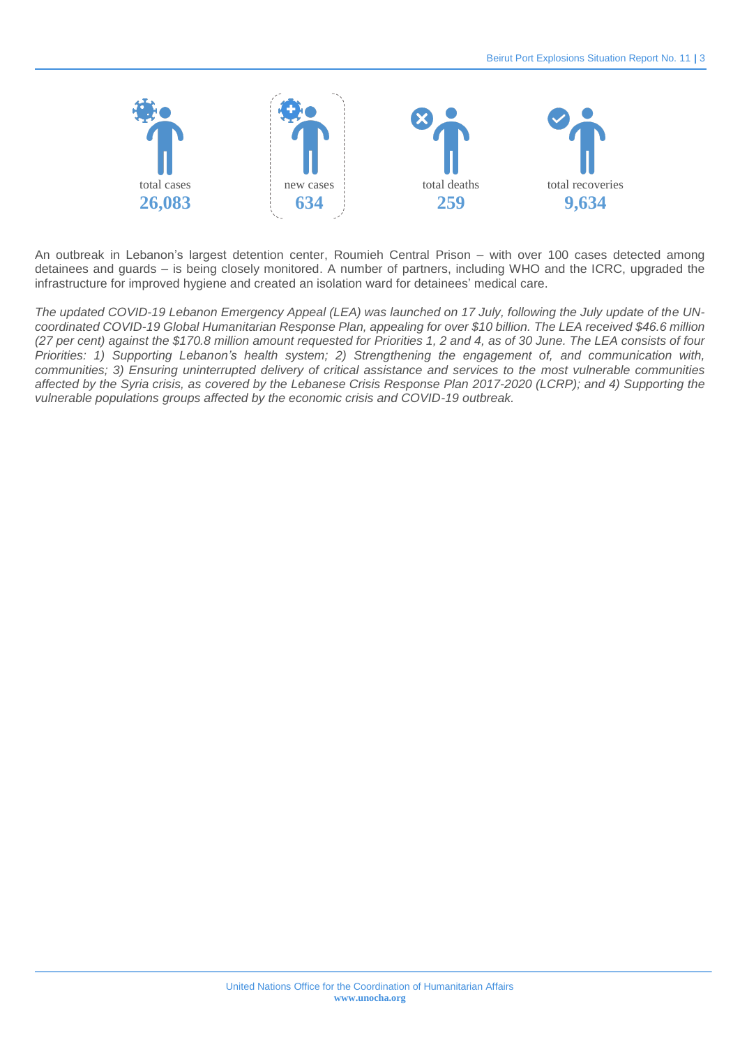| total cases | new cases | total deaths | total recoveries |
|---|---|---|---|
| **26,083** | **634** | **259** | **9,634** |

An outbreak in Lebanon's largest detention center, Roumieh Central Prison – with over 100 cases detected among detainees and guards – is being closely monitored. A number of partners, including WHO and the ICRC, upgraded the infrastructure for improved hygiene and created an isolation ward for detainees' medical care.

*The updated COVID-19 Lebanon Emergency Appeal (LEA) was launched on 17 July, following the July update of the UN-coordinated COVID-19 Global Humanitarian Response Plan, appealing for over $10 billion. The LEA received $46.6 million (27 per cent) against the $170.8 million amount requested for Priorities 1, 2 and 4, as of 30 June. The LEA consists of four Priorities: 1) Supporting Lebanon's health system; 2) Strengthening the engagement of, and communication with, communities; 3) Ensuring uninterrupted delivery of critical assistance and services to the most vulnerable communities affected by the Syria crisis, as covered by the Lebanese Crisis Response Plan 2017-2020 (LCRP); and 4) Supporting the vulnerable populations groups affected by the economic crisis and COVID-19 outbreak.*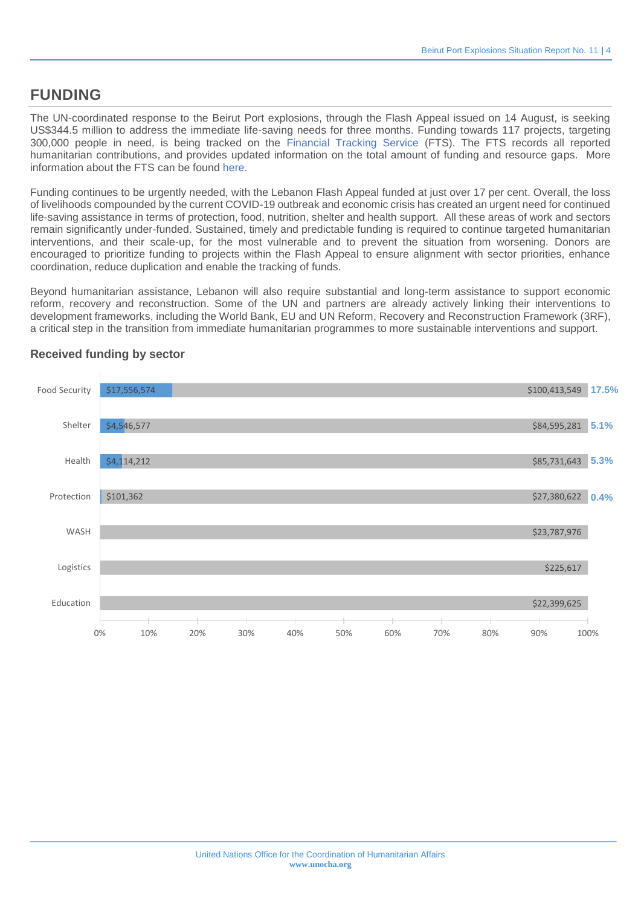# FUNDING

The UN-coordinated response to the Beirut Port explosions, through the Flash Appeal issued on 14 August, is seeking US$344.5 million to address the immediate life-saving needs for three months. Funding towards 117 projects, targeting 300,000 people in need, is being tracked on the Financial Tracking Service (FTS). The FTS records all reported humanitarian contributions, and provides updated information on the total amount of funding and resource gaps. More information about the FTS can be found here.

Funding continues to be urgently needed, with the Lebanon Flash Appeal funded at just over 17 per cent. Overall, the loss of livelihoods compounded by the current COVID-19 outbreak and economic crisis has created an urgent need for continued life-saving assistance in terms of protection, food, nutrition, shelter and health support. All these areas of work and sectors remain significantly under-funded. Sustained, timely and predictable funding is required to continue targeted humanitarian interventions, and their scale-up, for the most vulnerable and to prevent the situation from worsening. Donors are encouraged to prioritize funding to projects within the Flash Appeal to ensure alignment with sector priorities, enhance coordination, reduce duplication and enable the tracking of funds.

Beyond humanitarian assistance, Lebanon will also require substantial and long-term assistance to support economic reform, recovery and reconstruction. Some of the UN and partners are already actively linking their interventions to development frameworks, including the World Bank, EU and UN Reform, Recovery and Reconstruction Framework (3RF), a critical step in the transition from immediate humanitarian programmes to more sustainable interventions and support.

### Received funding by sector

| Sector | Received | Requirement | % funded |
|---|---|---|---|
| Food Security | $17,556,574 | $100,413,549 | 17.5% |
| Shelter | $4,546,577 | $84,595,281 | 5.1% |
| Health | $4,114,212 | $85,731,643 | 5.3% |
| Protection | $101,362 | $27,380,622 | 0.4% |
| WASH | | $23,787,976 | |
| Logistics | | $225,617 | |
| Education | | $22,399,625 | |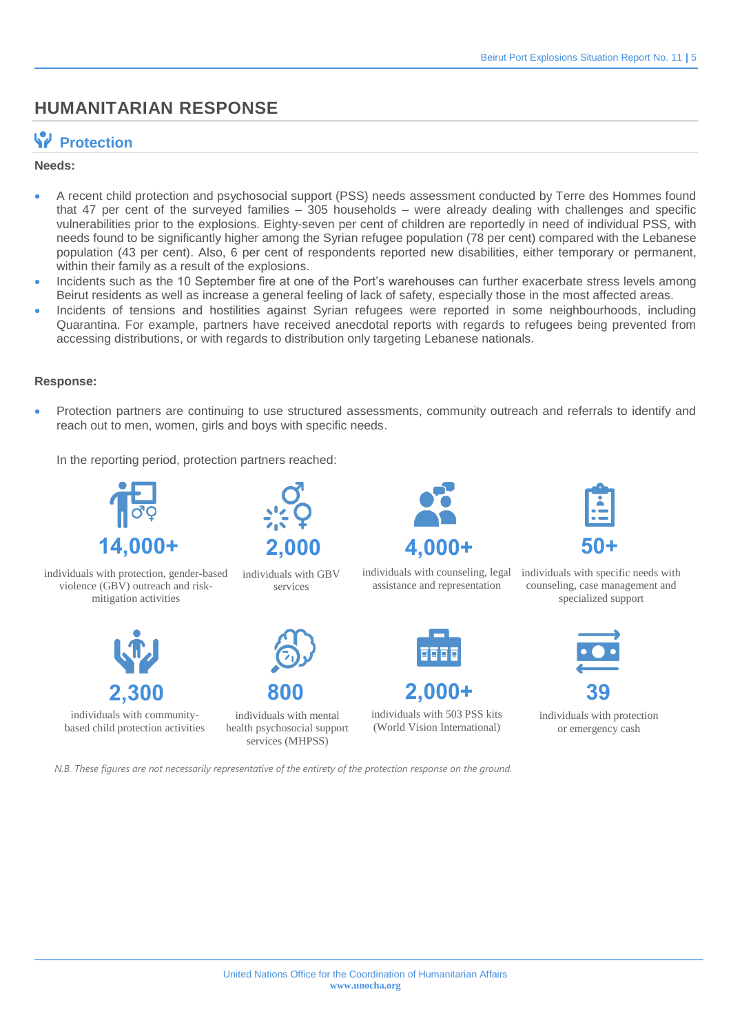# HUMANITARIAN RESPONSE

## Protection

**Needs:**

- A recent child protection and psychosocial support (PSS) needs assessment conducted by Terre des Hommes found that 47 per cent of the surveyed families – 305 households – were already dealing with challenges and specific vulnerabilities prior to the explosions. Eighty-seven per cent of children are reportedly in need of individual PSS, with needs found to be significantly higher among the Syrian refugee population (78 per cent) compared with the Lebanese population (43 per cent). Also, 6 per cent of respondents reported new disabilities, either temporary or permanent, within their family as a result of the explosions.
- Incidents such as the 10 September fire at one of the Port's warehouses can further exacerbate stress levels among Beirut residents as well as increase a general feeling of lack of safety, especially those in the most affected areas.
- Incidents of tensions and hostilities against Syrian refugees were reported in some neighbourhoods, including Quarantina. For example, partners have received anecdotal reports with regards to refugees being prevented from accessing distributions, or with regards to distribution only targeting Lebanese nationals.

**Response:**

- Protection partners are continuing to use structured assessments, community outreach and referrals to identify and reach out to men, women, girls and boys with specific needs.

  In the reporting period, protection partners reached:

**14,000+**
individuals with protection, gender-based violence (GBV) outreach and risk-mitigation activities

**2,000**
individuals with GBV services

**4,000+**
individuals with counseling, legal assistance and representation

**50+**
individuals with specific needs with counseling, case management and specialized support

**2,300**
individuals with community-based child protection activities

**800**
individuals with mental health psychosocial support services (MHPSS)

**2,000+**
individuals with 503 PSS kits (World Vision International)

**39**
individuals with protection or emergency cash

*N.B. These figures are not necessarily representative of the entirety of the protection response on the ground.*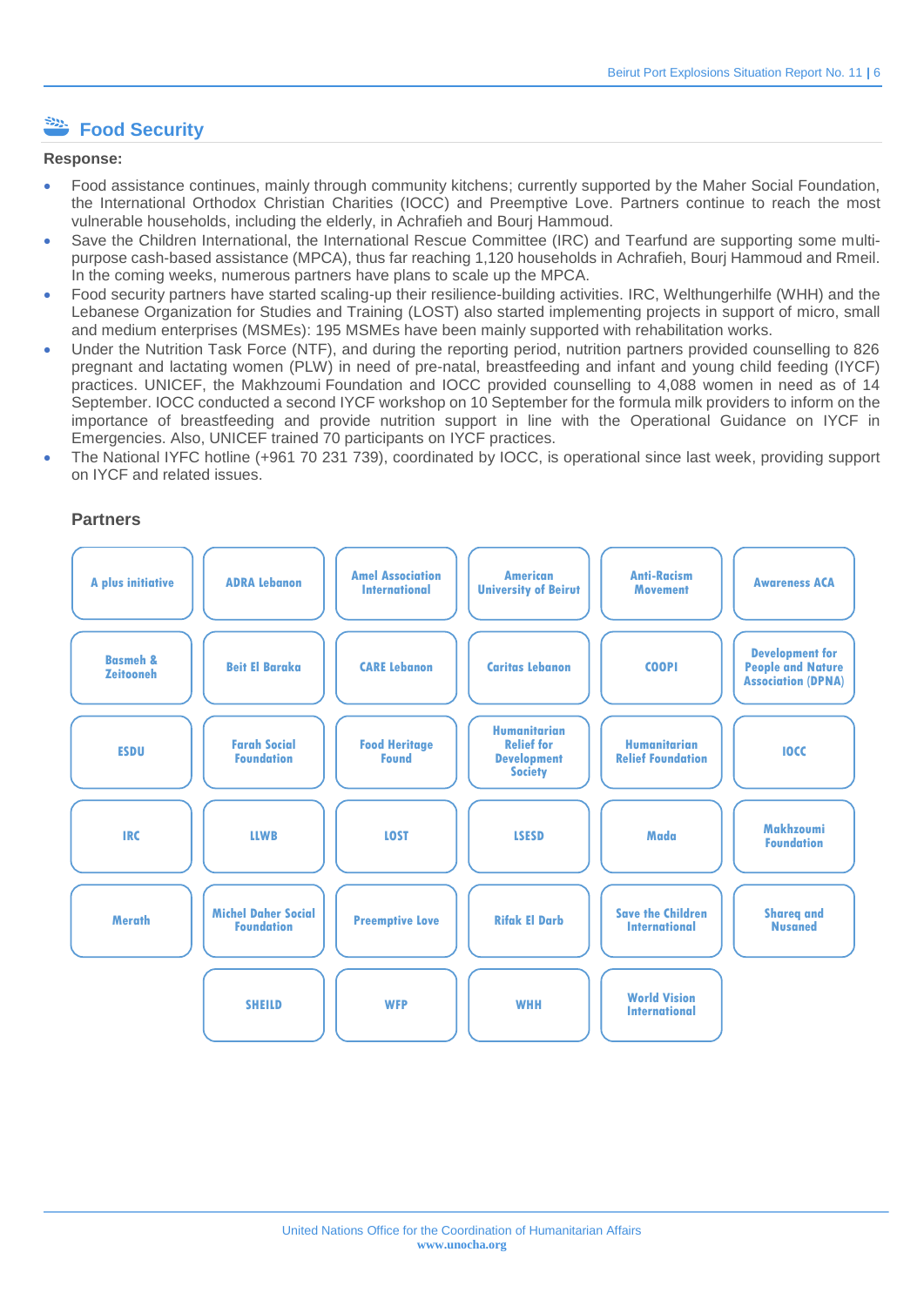## Food Security

**Response:**

- Food assistance continues, mainly through community kitchens; currently supported by the Maher Social Foundation, the International Orthodox Christian Charities (IOCC) and Preemptive Love. Partners continue to reach the most vulnerable households, including the elderly, in Achrafieh and Bourj Hammoud.
- Save the Children International, the International Rescue Committee (IRC) and Tearfund are supporting some multi-purpose cash-based assistance (MPCA), thus far reaching 1,120 households in Achrafieh, Bourj Hammoud and Rmeil. In the coming weeks, numerous partners have plans to scale up the MPCA.
- Food security partners have started scaling-up their resilience-building activities. IRC, Welthungerhilfe (WHH) and the Lebanese Organization for Studies and Training (LOST) also started implementing projects in support of micro, small and medium enterprises (MSMEs): 195 MSMEs have been mainly supported with rehabilitation works.
- Under the Nutrition Task Force (NTF), and during the reporting period, nutrition partners provided counselling to 826 pregnant and lactating women (PLW) in need of pre-natal, breastfeeding and infant and young child feeding (IYCF) practices. UNICEF, the Makhzoumi Foundation and IOCC provided counselling to 4,088 women in need as of 14 September. IOCC conducted a second IYCF workshop on 10 September for the formula milk providers to inform on the importance of breastfeeding and provide nutrition support in line with the Operational Guidance on IYCF in Emergencies. Also, UNICEF trained 70 participants on IYCF practices.
- The National IYFC hotline (+961 70 231 739), coordinated by IOCC, is operational since last week, providing support on IYCF and related issues.

### Partners

| | | | | | |
|---|---|---|---|---|---|
| A plus initiative | ADRA Lebanon | Amel Association International | American University of Beirut | Anti-Racism Movement | Awareness ACA |
| Basmeh & Zeitooneh | Beit El Baraka | CARE Lebanon | Caritas Lebanon | COOPI | Development for People and Nature Association (DPNA) |
| ESDU | Farah Social Foundation | Food Heritage Found | Humanitarian Relief for Development Society | Humanitarian Relief Foundation | IOCC |
| IRC | LLWB | LOST | LSESD | Mada | Makhzoumi Foundation |
| Merath | Michel Daher Social Foundation | Preemptive Love | Rifak El Darb | Save the Children International | Shareq and Nusaned |
| | SHEILD | WFP | WHH | World Vision International | |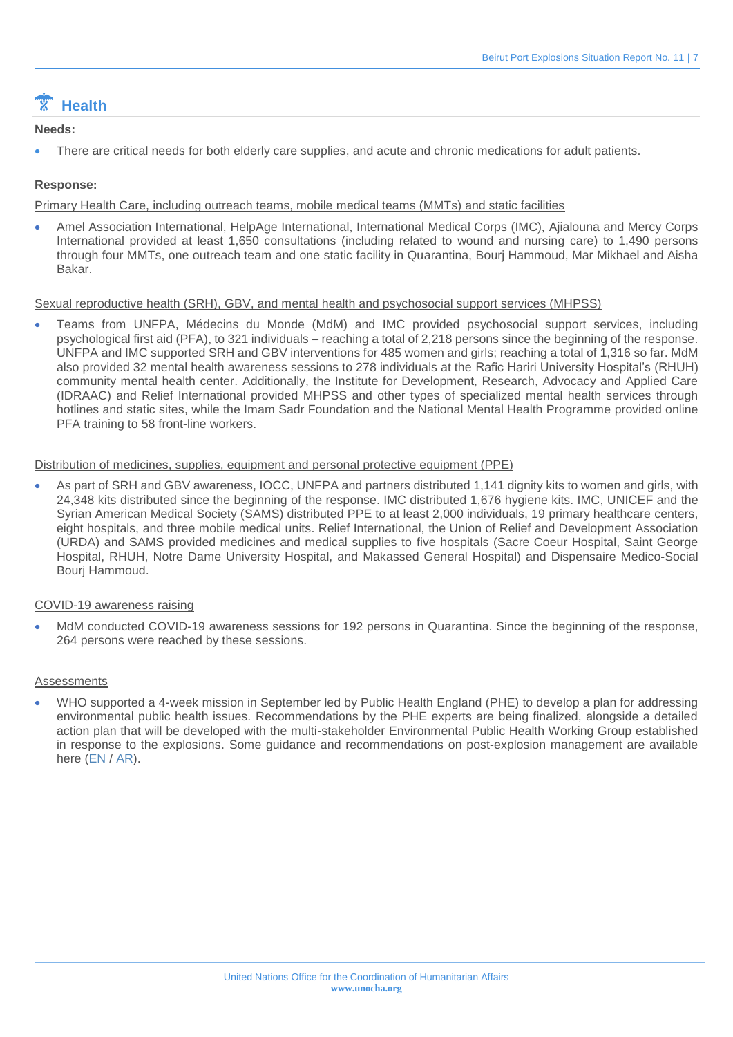## Health

**Needs:**

- There are critical needs for both elderly care supplies, and acute and chronic medications for adult patients.

**Response:**

Primary Health Care, including outreach teams, mobile medical teams (MMTs) and static facilities

- Amel Association International, HelpAge International, International Medical Corps (IMC), Ajialouna and Mercy Corps International provided at least 1,650 consultations (including related to wound and nursing care) to 1,490 persons through four MMTs, one outreach team and one static facility in Quarantina, Bourj Hammoud, Mar Mikhael and Aisha Bakar.

Sexual reproductive health (SRH), GBV, and mental health and psychosocial support services (MHPSS)

- Teams from UNFPA, Médecins du Monde (MdM) and IMC provided psychosocial support services, including psychological first aid (PFA), to 321 individuals – reaching a total of 2,218 persons since the beginning of the response. UNFPA and IMC supported SRH and GBV interventions for 485 women and girls; reaching a total of 1,316 so far. MdM also provided 32 mental health awareness sessions to 278 individuals at the Rafic Hariri University Hospital's (RHUH) community mental health center. Additionally, the Institute for Development, Research, Advocacy and Applied Care (IDRAAC) and Relief International provided MHPSS and other types of specialized mental health services through hotlines and static sites, while the Imam Sadr Foundation and the National Mental Health Programme provided online PFA training to 58 front-line workers.

Distribution of medicines, supplies, equipment and personal protective equipment (PPE)

- As part of SRH and GBV awareness, IOCC, UNFPA and partners distributed 1,141 dignity kits to women and girls, with 24,348 kits distributed since the beginning of the response. IMC distributed 1,676 hygiene kits. IMC, UNICEF and the Syrian American Medical Society (SAMS) distributed PPE to at least 2,000 individuals, 19 primary healthcare centers, eight hospitals, and three mobile medical units. Relief International, the Union of Relief and Development Association (URDA) and SAMS provided medicines and medical supplies to five hospitals (Sacre Coeur Hospital, Saint George Hospital, RHUH, Notre Dame University Hospital, and Makassed General Hospital) and Dispensaire Medico-Social Bourj Hammoud.

COVID-19 awareness raising

- MdM conducted COVID-19 awareness sessions for 192 persons in Quarantina. Since the beginning of the response, 264 persons were reached by these sessions.

Assessments

- WHO supported a 4-week mission in September led by Public Health England (PHE) to develop a plan for addressing environmental public health issues. Recommendations by the PHE experts are being finalized, alongside a detailed action plan that will be developed with the multi-stakeholder Environmental Public Health Working Group established in response to the explosions. Some guidance and recommendations on post-explosion management are available here (EN / AR).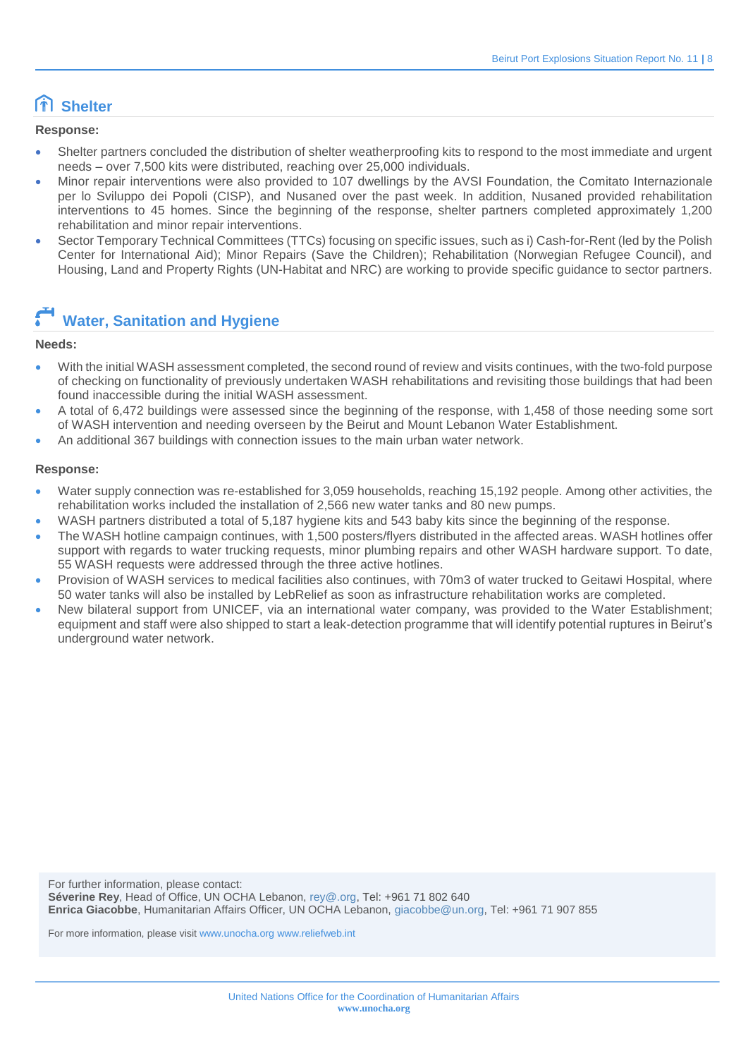## Shelter

**Response:**

- Shelter partners concluded the distribution of shelter weatherproofing kits to respond to the most immediate and urgent needs – over 7,500 kits were distributed, reaching over 25,000 individuals.
- Minor repair interventions were also provided to 107 dwellings by the AVSI Foundation, the Comitato Internazionale per lo Sviluppo dei Popoli (CISP), and Nusaned over the past week. In addition, Nusaned provided rehabilitation interventions to 45 homes. Since the beginning of the response, shelter partners completed approximately 1,200 rehabilitation and minor repair interventions.
- Sector Temporary Technical Committees (TTCs) focusing on specific issues, such as i) Cash-for-Rent (led by the Polish Center for International Aid); Minor Repairs (Save the Children); Rehabilitation (Norwegian Refugee Council), and Housing, Land and Property Rights (UN-Habitat and NRC) are working to provide specific guidance to sector partners.

## Water, Sanitation and Hygiene

**Needs:**

- With the initial WASH assessment completed, the second round of review and visits continues, with the two-fold purpose of checking on functionality of previously undertaken WASH rehabilitations and revisiting those buildings that had been found inaccessible during the initial WASH assessment.
- A total of 6,472 buildings were assessed since the beginning of the response, with 1,458 of those needing some sort of WASH intervention and needing overseen by the Beirut and Mount Lebanon Water Establishment.
- An additional 367 buildings with connection issues to the main urban water network.

**Response:**

- Water supply connection was re-established for 3,059 households, reaching 15,192 people. Among other activities, the rehabilitation works included the installation of 2,566 new water tanks and 80 new pumps.
- WASH partners distributed a total of 5,187 hygiene kits and 543 baby kits since the beginning of the response.
- The WASH hotline campaign continues, with 1,500 posters/flyers distributed in the affected areas. WASH hotlines offer support with regards to water trucking requests, minor plumbing repairs and other WASH hardware support. To date, 55 WASH requests were addressed through the three active hotlines.
- Provision of WASH services to medical facilities also continues, with 70m3 of water trucked to Geitawi Hospital, where 50 water tanks will also be installed by LebRelief as soon as infrastructure rehabilitation works are completed.
- New bilateral support from UNICEF, via an international water company, was provided to the Water Establishment; equipment and staff were also shipped to start a leak-detection programme that will identify potential ruptures in Beirut's underground water network.

For further information, please contact:
**Séverine Rey**, Head of Office, UN OCHA Lebanon, rey@.org, Tel: +961 71 802 640
**Enrica Giacobbe**, Humanitarian Affairs Officer, UN OCHA Lebanon, giacobbe@un.org, Tel: +961 71 907 855

For more information, please visit www.unocha.org www.reliefweb.int